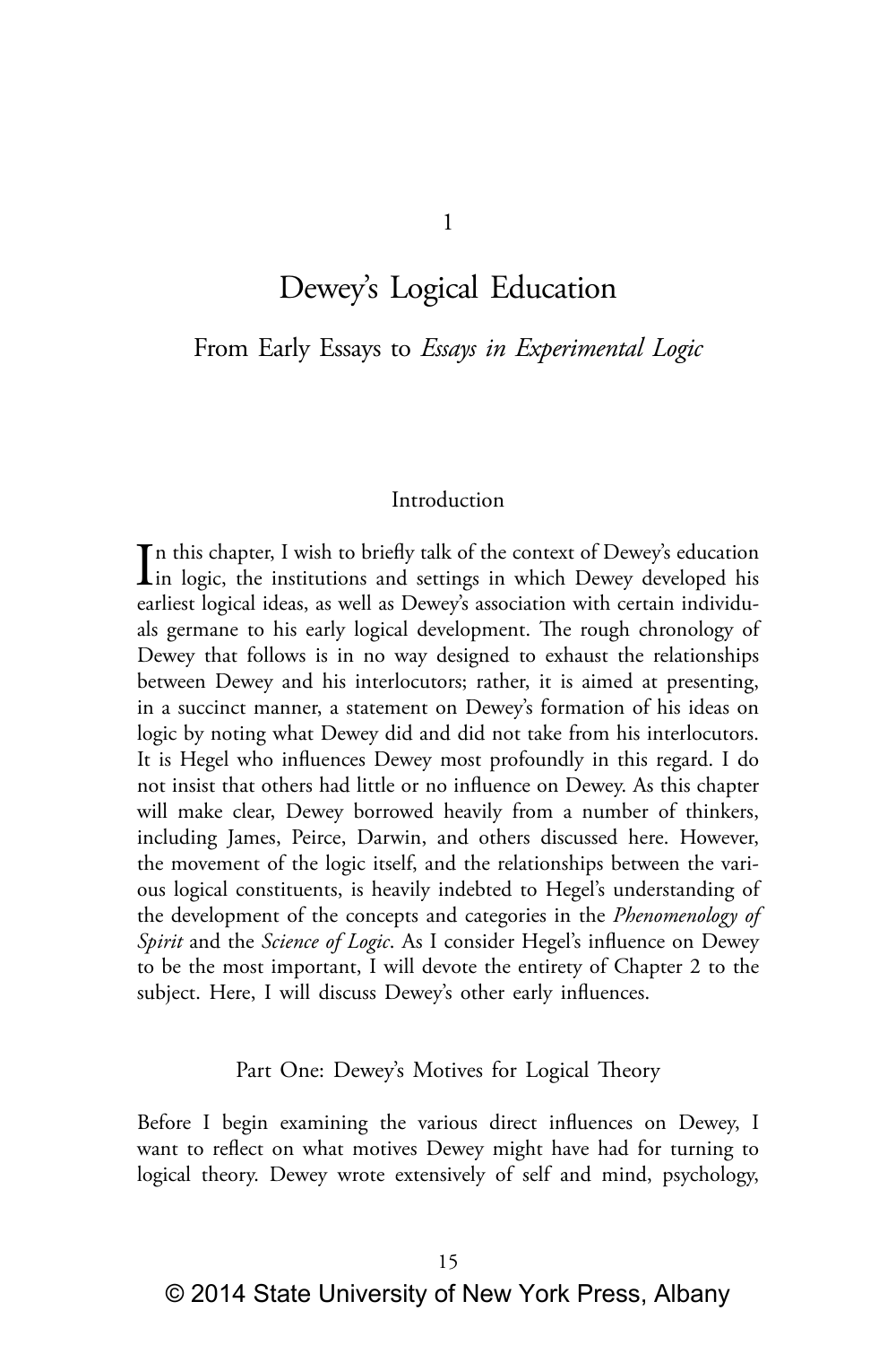# 1

# Dewey's Logical Education

## From Early Essays to *Essays in Experimental Logic*

### Introduction

In this chapter, I wish to briefly talk of the context of Dewey's education in logic, the institutions and settings in which Dewey developed his earliest logical ideas, as well as Dewey's association with certain individuals germane to his early logical development. The rough chronology of Dewey that follows is in no way designed to exhaust the relationships between Dewey and his interlocutors; rather, it is aimed at presenting, in a succinct manner, a statement on Dewey's formation of his ideas on logic by noting what Dewey did and did not take from his interlocutors. It is Hegel who influences Dewey most profoundly in this regard. I do not insist that others had little or no influence on Dewey. As this chapter will make clear, Dewey borrowed heavily from a number of thinkers, including James, Peirce, Darwin, and others discussed here. However, the movement of the logic itself, and the relationships between the various logical constituents, is heavily indebted to Hegel's understanding of the development of the concepts and categories in the *Phenomenology of Spirit* and the *Science of Logic*. As I consider Hegel's influence on Dewey to be the most important, I will devote the entirety of Chapter 2 to the subject. Here, I will discuss Dewey's other early influences.

### Part One: Dewey's Motives for Logical Theory

Before I begin examining the various direct influences on Dewey, I want to reflect on what motives Dewey might have had for turning to logical theory. Dewey wrote extensively of self and mind, psychology,

© 2014 State University of New York Press, Albany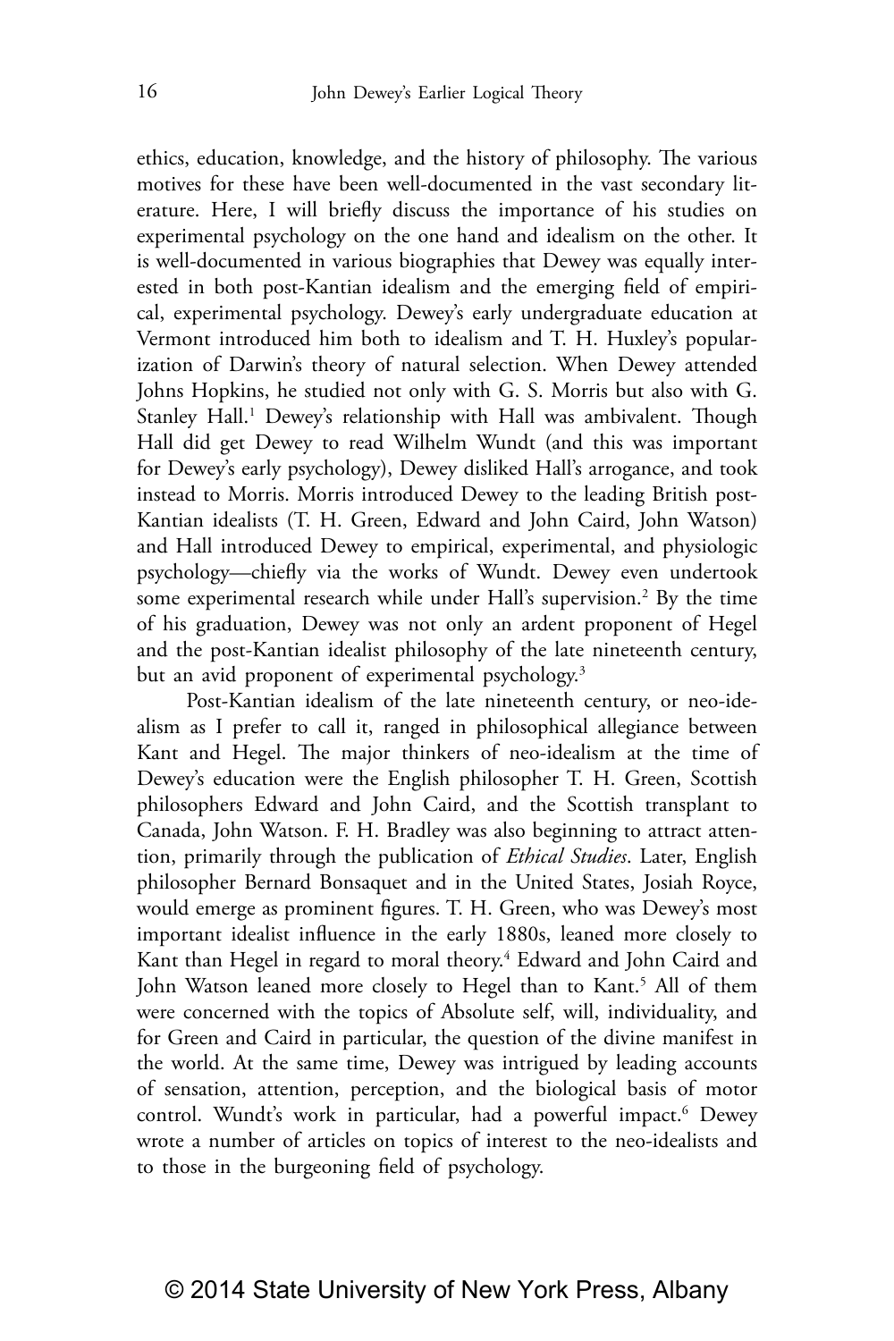ethics, education, knowledge, and the history of philosophy. The various motives for these have been well-documented in the vast secondary literature. Here, I will briefly discuss the importance of his studies on experimental psychology on the one hand and idealism on the other. It is well-documented in various biographies that Dewey was equally interested in both post-Kantian idealism and the emerging field of empirical, experimental psychology. Dewey's early undergraduate education at Vermont introduced him both to idealism and T. H. Huxley's popularization of Darwin's theory of natural selection. When Dewey attended Johns Hopkins, he studied not only with G. S. Morris but also with G. Stanley Hall.[1] Dewey's relationship with Hall was ambivalent. Though Hall did get Dewey to read Wilhelm Wundt (and this was important for Dewey's early psychology), Dewey disliked Hall's arrogance, and took instead to Morris. Morris introduced Dewey to the leading British post-Kantian idealists (T. H. Green, Edward and John Caird, John Watson) and Hall introduced Dewey to empirical, experimental, and physiologic psychology—chiefly via the works of Wundt. Dewey even undertook some experimental research while under Hall's supervision.[2] By the time of his graduation, Dewey was not only an ardent proponent of Hegel and the post-Kantian idealist philosophy of the late nineteenth century, but an avid proponent of experimental psychology.[3]

Post-Kantian idealism of the late nineteenth century, or neo-idealism as I prefer to call it, ranged in philosophical allegiance between Kant and Hegel. The major thinkers of neo-idealism at the time of Dewey's education were the English philosopher T. H. Green, Scottish philosophers Edward and John Caird, and the Scottish transplant to Canada, John Watson. F. H. Bradley was also beginning to attract attention, primarily through the publication of *Ethical Studies*. Later, English philosopher Bernard Bonsaquet and in the United States, Josiah Royce, would emerge as prominent figures. T. H. Green, who was Dewey's most important idealist influence in the early 1880s, leaned more closely to Kant than Hegel in regard to moral theory.[4] Edward and John Caird and John Watson leaned more closely to Hegel than to Kant.[5] All of them were concerned with the topics of Absolute self, will, individuality, and for Green and Caird in particular, the question of the divine manifest in the world. At the same time, Dewey was intrigued by leading accounts of sensation, attention, perception, and the biological basis of motor control. Wundt's work in particular, had a powerful impact.[6] Dewey wrote a number of articles on topics of interest to the neo-idealists and to those in the burgeoning field of psychology.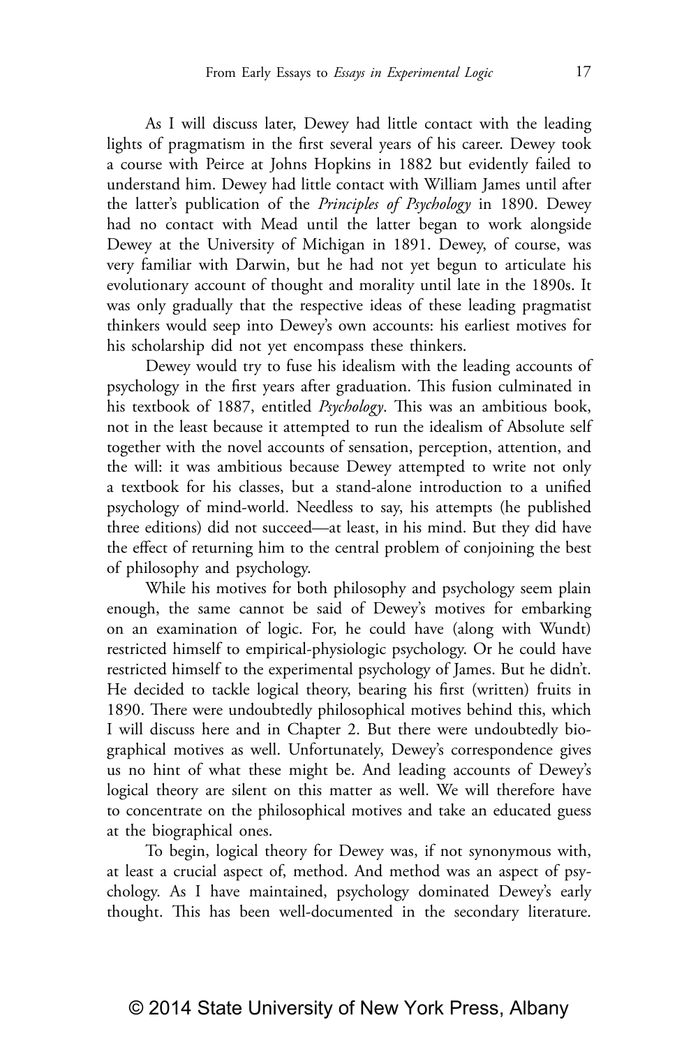As I will discuss later, Dewey had little contact with the leading lights of pragmatism in the first several years of his career. Dewey took a course with Peirce at Johns Hopkins in 1882 but evidently failed to understand him. Dewey had little contact with William James until after the latter's publication of the *Principles of Psychology* in 1890. Dewey had no contact with Mead until the latter began to work alongside Dewey at the University of Michigan in 1891. Dewey, of course, was very familiar with Darwin, but he had not yet begun to articulate his evolutionary account of thought and morality until late in the 1890s. It was only gradually that the respective ideas of these leading pragmatist thinkers would seep into Dewey's own accounts: his earliest motives for his scholarship did not yet encompass these thinkers.

Dewey would try to fuse his idealism with the leading accounts of psychology in the first years after graduation. This fusion culminated in his textbook of 1887, entitled *Psychology*. This was an ambitious book, not in the least because it attempted to run the idealism of Absolute self together with the novel accounts of sensation, perception, attention, and the will: it was ambitious because Dewey attempted to write not only a textbook for his classes, but a stand-alone introduction to a unified psychology of mind-world. Needless to say, his attempts (he published three editions) did not succeed—at least, in his mind. But they did have the effect of returning him to the central problem of conjoining the best of philosophy and psychology.

While his motives for both philosophy and psychology seem plain enough, the same cannot be said of Dewey's motives for embarking on an examination of logic. For, he could have (along with Wundt) restricted himself to empirical-physiologic psychology. Or he could have restricted himself to the experimental psychology of James. But he didn't. He decided to tackle logical theory, bearing his first (written) fruits in 1890. There were undoubtedly philosophical motives behind this, which I will discuss here and in Chapter 2. But there were undoubtedly biographical motives as well. Unfortunately, Dewey's correspondence gives us no hint of what these might be. And leading accounts of Dewey's logical theory are silent on this matter as well. We will therefore have to concentrate on the philosophical motives and take an educated guess at the biographical ones.

To begin, logical theory for Dewey was, if not synonymous with, at least a crucial aspect of, method. And method was an aspect of psychology. As I have maintained, psychology dominated Dewey's early thought. This has been well-documented in the secondary literature.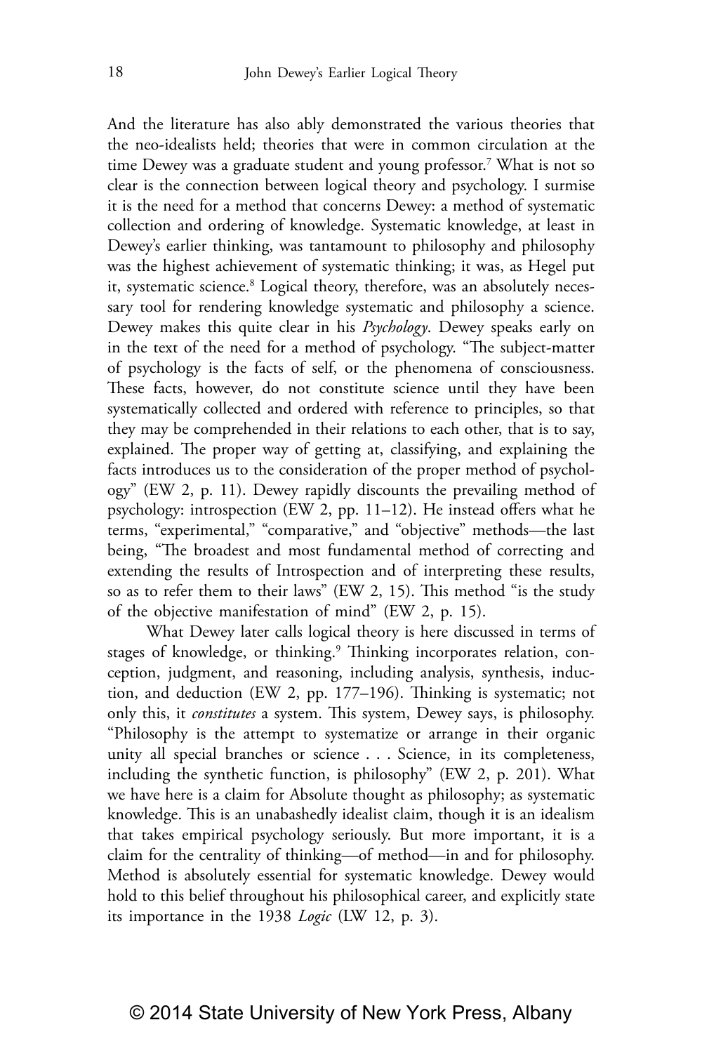And the literature has also ably demonstrated the various theories that the neo-idealists held; theories that were in common circulation at the time Dewey was a graduate student and young professor.[7] What is not so clear is the connection between logical theory and psychology. I surmise it is the need for a method that concerns Dewey: a method of systematic collection and ordering of knowledge. Systematic knowledge, at least in Dewey's earlier thinking, was tantamount to philosophy and philosophy was the highest achievement of systematic thinking; it was, as Hegel put it, systematic science.[8] Logical theory, therefore, was an absolutely necessary tool for rendering knowledge systematic and philosophy a science. Dewey makes this quite clear in his *Psychology*. Dewey speaks early on in the text of the need for a method of psychology. "The subject-matter of psychology is the facts of self, or the phenomena of consciousness. These facts, however, do not constitute science until they have been systematically collected and ordered with reference to principles, so that they may be comprehended in their relations to each other, that is to say, explained. The proper way of getting at, classifying, and explaining the facts introduces us to the consideration of the proper method of psychology" (EW 2, p. 11). Dewey rapidly discounts the prevailing method of psychology: introspection (EW 2, pp. 11–12). He instead offers what he terms, "experimental," "comparative," and "objective" methods—the last being, "The broadest and most fundamental method of correcting and extending the results of Introspection and of interpreting these results, so as to refer them to their laws" (EW 2, 15). This method "is the study of the objective manifestation of mind" (EW 2, p. 15).

What Dewey later calls logical theory is here discussed in terms of stages of knowledge, or thinking.[9] Thinking incorporates relation, conception, judgment, and reasoning, including analysis, synthesis, induction, and deduction (EW 2, pp. 177–196). Thinking is systematic; not only this, it *constitutes* a system. This system, Dewey says, is philosophy. "Philosophy is the attempt to systematize or arrange in their organic unity all special branches or science . . . Science, in its completeness, including the synthetic function, is philosophy" (EW 2, p. 201). What we have here is a claim for Absolute thought as philosophy; as systematic knowledge. This is an unabashedly idealist claim, though it is an idealism that takes empirical psychology seriously. But more important, it is a claim for the centrality of thinking—of method—in and for philosophy. Method is absolutely essential for systematic knowledge. Dewey would hold to this belief throughout his philosophical career, and explicitly state its importance in the 1938 *Logic* (LW 12, p. 3).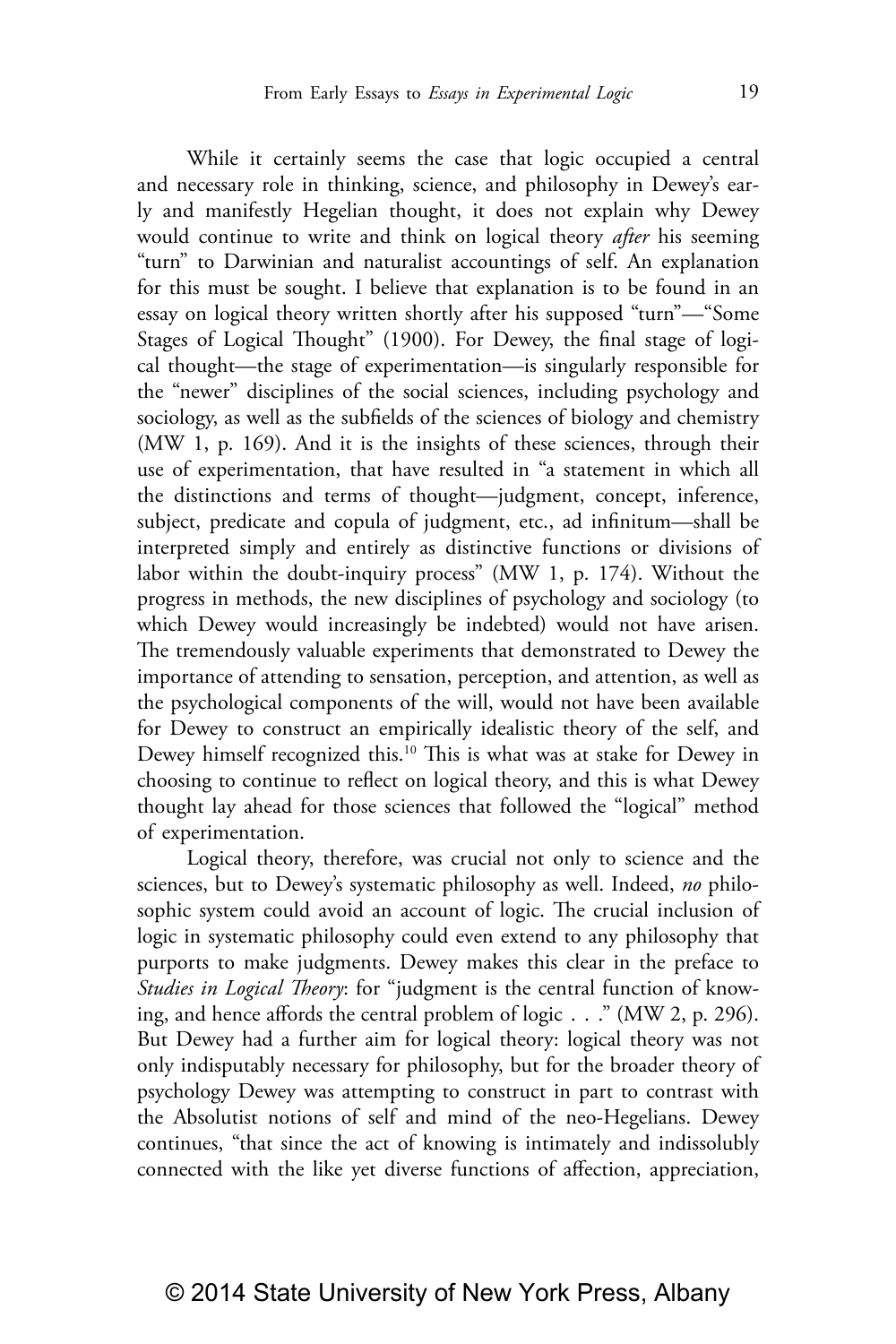While it certainly seems the case that logic occupied a central and necessary role in thinking, science, and philosophy in Dewey's early and manifestly Hegelian thought, it does not explain why Dewey would continue to write and think on logical theory *after* his seeming "turn" to Darwinian and naturalist accountings of self. An explanation for this must be sought. I believe that explanation is to be found in an essay on logical theory written shortly after his supposed "turn"—"Some Stages of Logical Thought" (1900). For Dewey, the final stage of logical thought—the stage of experimentation—is singularly responsible for the "newer" disciplines of the social sciences, including psychology and sociology, as well as the subfields of the sciences of biology and chemistry (MW 1, p. 169). And it is the insights of these sciences, through their use of experimentation, that have resulted in "a statement in which all the distinctions and terms of thought—judgment, concept, inference, subject, predicate and copula of judgment, etc., ad infinitum—shall be interpreted simply and entirely as distinctive functions or divisions of labor within the doubt-inquiry process" (MW 1, p. 174). Without the progress in methods, the new disciplines of psychology and sociology (to which Dewey would increasingly be indebted) would not have arisen. The tremendously valuable experiments that demonstrated to Dewey the importance of attending to sensation, perception, and attention, as well as the psychological components of the will, would not have been available for Dewey to construct an empirically idealistic theory of the self, and Dewey himself recognized this.[10] This is what was at stake for Dewey in choosing to continue to reflect on logical theory, and this is what Dewey thought lay ahead for those sciences that followed the "logical" method of experimentation.

Logical theory, therefore, was crucial not only to science and the sciences, but to Dewey's systematic philosophy as well. Indeed, *no* philosophic system could avoid an account of logic. The crucial inclusion of logic in systematic philosophy could even extend to any philosophy that purports to make judgments. Dewey makes this clear in the preface to *Studies in Logical Theory*: for "judgment is the central function of knowing, and hence affords the central problem of logic . . ." (MW 2, p. 296). But Dewey had a further aim for logical theory: logical theory was not only indisputably necessary for philosophy, but for the broader theory of psychology Dewey was attempting to construct in part to contrast with the Absolutist notions of self and mind of the neo-Hegelians. Dewey continues, "that since the act of knowing is intimately and indissolubly connected with the like yet diverse functions of affection, appreciation,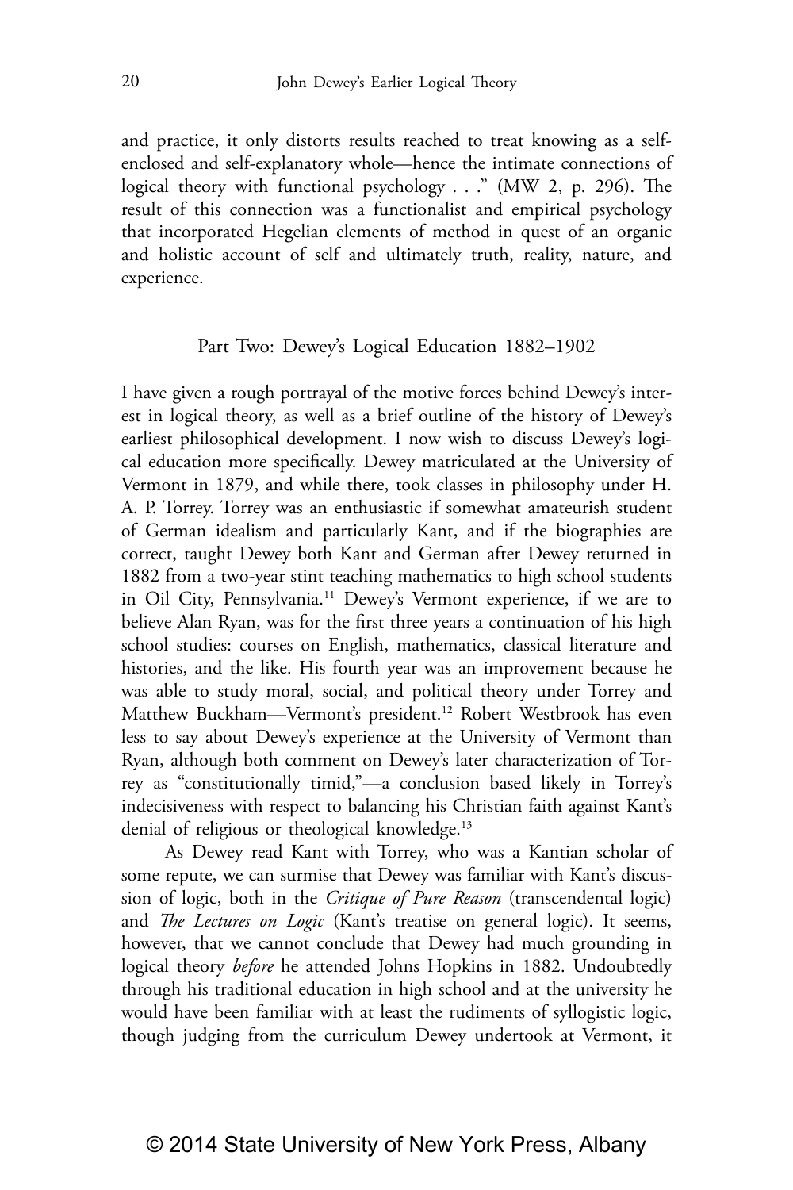and practice, it only distorts results reached to treat knowing as a self-enclosed and self-explanatory whole—hence the intimate connections of logical theory with functional psychology . . ." (MW 2, p. 296). The result of this connection was a functionalist and empirical psychology that incorporated Hegelian elements of method in quest of an organic and holistic account of self and ultimately truth, reality, nature, and experience.

## Part Two: Dewey's Logical Education 1882–1902

I have given a rough portrayal of the motive forces behind Dewey's interest in logical theory, as well as a brief outline of the history of Dewey's earliest philosophical development. I now wish to discuss Dewey's logical education more specifically. Dewey matriculated at the University of Vermont in 1879, and while there, took classes in philosophy under H. A. P. Torrey. Torrey was an enthusiastic if somewhat amateurish student of German idealism and particularly Kant, and if the biographies are correct, taught Dewey both Kant and German after Dewey returned in 1882 from a two-year stint teaching mathematics to high school students in Oil City, Pennsylvania.[11] Dewey's Vermont experience, if we are to believe Alan Ryan, was for the first three years a continuation of his high school studies: courses on English, mathematics, classical literature and histories, and the like. His fourth year was an improvement because he was able to study moral, social, and political theory under Torrey and Matthew Buckham—Vermont's president.[12] Robert Westbrook has even less to say about Dewey's experience at the University of Vermont than Ryan, although both comment on Dewey's later characterization of Torrey as "constitutionally timid,"—a conclusion based likely in Torrey's indecisiveness with respect to balancing his Christian faith against Kant's denial of religious or theological knowledge.[13]

As Dewey read Kant with Torrey, who was a Kantian scholar of some repute, we can surmise that Dewey was familiar with Kant's discussion of logic, both in the *Critique of Pure Reason* (transcendental logic) and *The Lectures on Logic* (Kant's treatise on general logic). It seems, however, that we cannot conclude that Dewey had much grounding in logical theory *before* he attended Johns Hopkins in 1882. Undoubtedly through his traditional education in high school and at the university he would have been familiar with at least the rudiments of syllogistic logic, though judging from the curriculum Dewey undertook at Vermont, it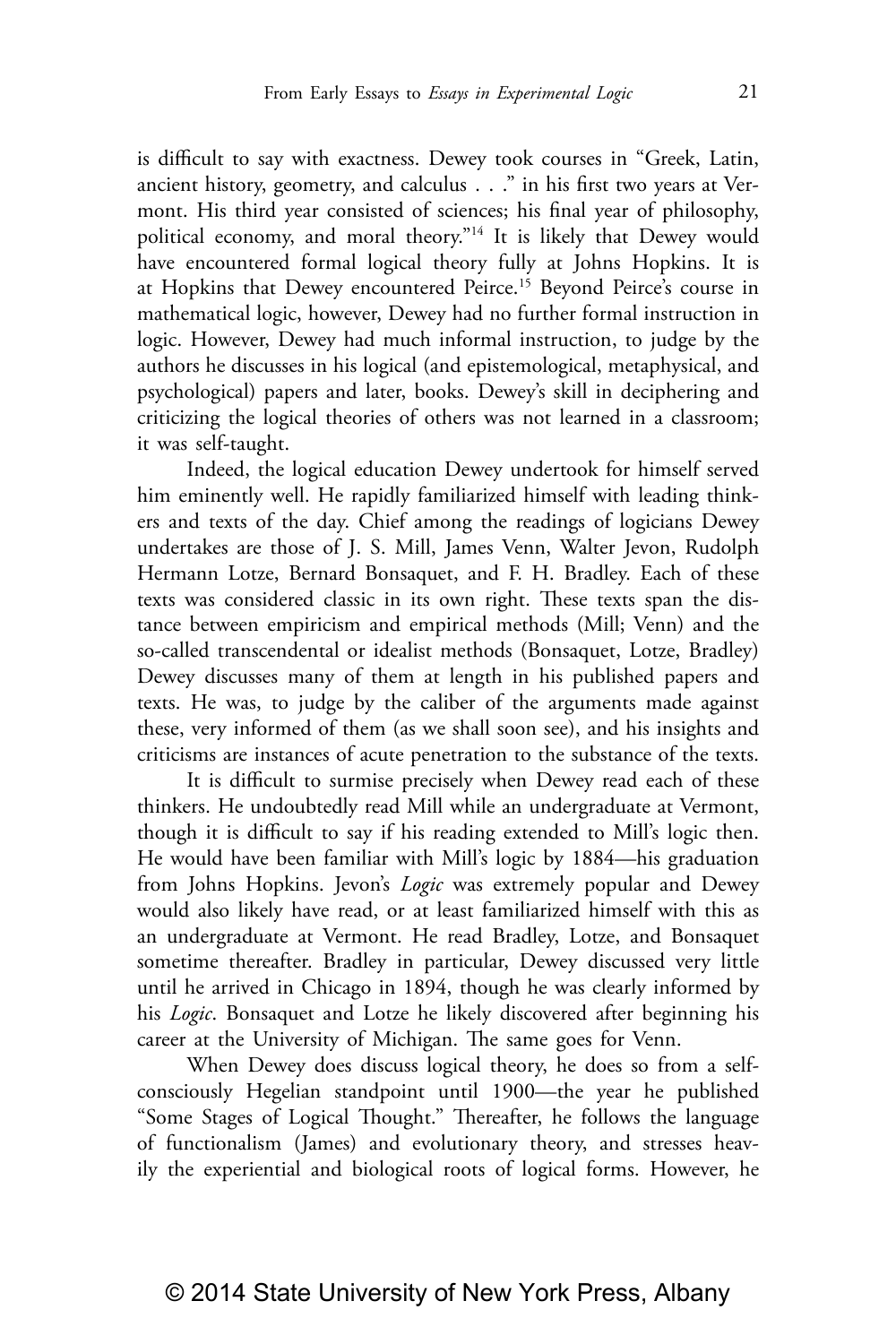is difficult to say with exactness. Dewey took courses in "Greek, Latin, ancient history, geometry, and calculus . . ." in his first two years at Vermont. His third year consisted of sciences; his final year of philosophy, political economy, and moral theory."[14] It is likely that Dewey would have encountered formal logical theory fully at Johns Hopkins. It is at Hopkins that Dewey encountered Peirce.[15] Beyond Peirce's course in mathematical logic, however, Dewey had no further formal instruction in logic. However, Dewey had much informal instruction, to judge by the authors he discusses in his logical (and epistemological, metaphysical, and psychological) papers and later, books. Dewey's skill in deciphering and criticizing the logical theories of others was not learned in a classroom; it was self-taught.

Indeed, the logical education Dewey undertook for himself served him eminently well. He rapidly familiarized himself with leading thinkers and texts of the day. Chief among the readings of logicians Dewey undertakes are those of J. S. Mill, James Venn, Walter Jevon, Rudolph Hermann Lotze, Bernard Bonsaquet, and F. H. Bradley. Each of these texts was considered classic in its own right. These texts span the distance between empiricism and empirical methods (Mill; Venn) and the so-called transcendental or idealist methods (Bonsaquet, Lotze, Bradley) Dewey discusses many of them at length in his published papers and texts. He was, to judge by the caliber of the arguments made against these, very informed of them (as we shall soon see), and his insights and criticisms are instances of acute penetration to the substance of the texts.

It is difficult to surmise precisely when Dewey read each of these thinkers. He undoubtedly read Mill while an undergraduate at Vermont, though it is difficult to say if his reading extended to Mill's logic then. He would have been familiar with Mill's logic by 1884—his graduation from Johns Hopkins. Jevon's *Logic* was extremely popular and Dewey would also likely have read, or at least familiarized himself with this as an undergraduate at Vermont. He read Bradley, Lotze, and Bonsaquet sometime thereafter. Bradley in particular, Dewey discussed very little until he arrived in Chicago in 1894, though he was clearly informed by his *Logic*. Bonsaquet and Lotze he likely discovered after beginning his career at the University of Michigan. The same goes for Venn.

When Dewey does discuss logical theory, he does so from a self-consciously Hegelian standpoint until 1900—the year he published "Some Stages of Logical Thought." Thereafter, he follows the language of functionalism (James) and evolutionary theory, and stresses heavily the experiential and biological roots of logical forms. However, he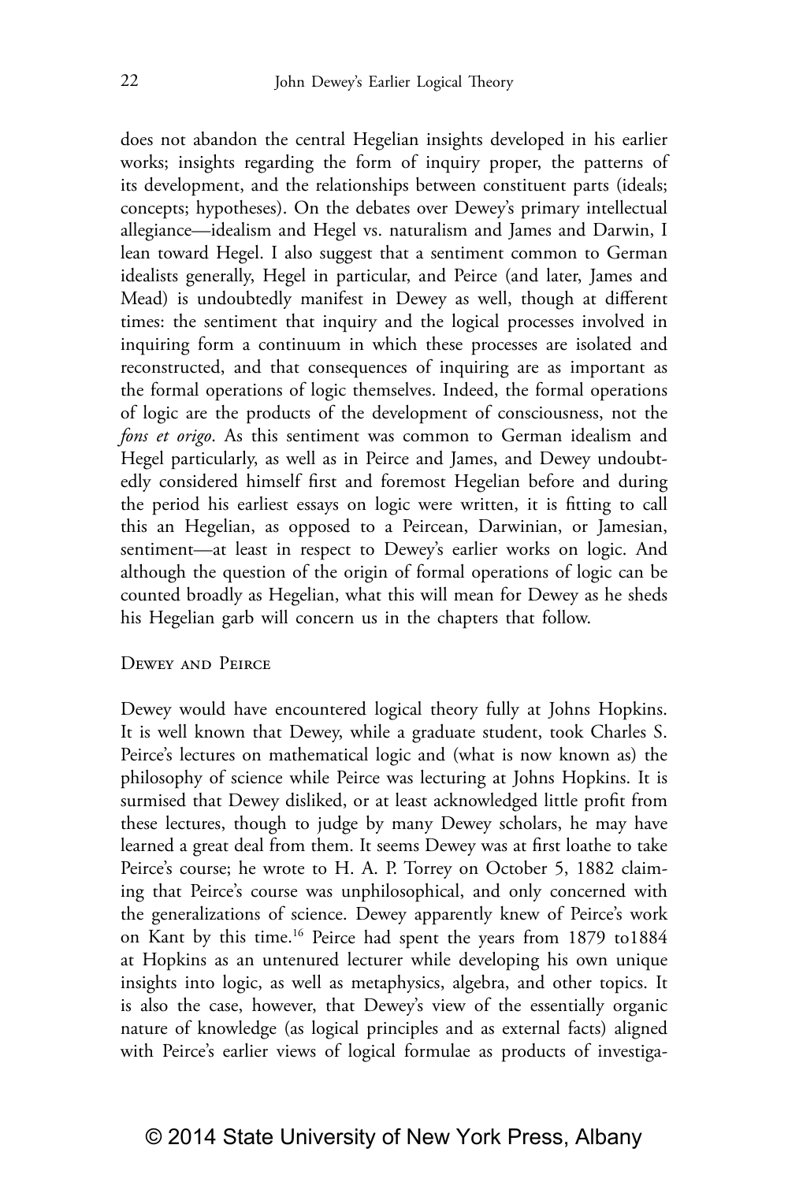does not abandon the central Hegelian insights developed in his earlier works; insights regarding the form of inquiry proper, the patterns of its development, and the relationships between constituent parts (ideals; concepts; hypotheses). On the debates over Dewey's primary intellectual allegiance—idealism and Hegel vs. naturalism and James and Darwin, I lean toward Hegel. I also suggest that a sentiment common to German idealists generally, Hegel in particular, and Peirce (and later, James and Mead) is undoubtedly manifest in Dewey as well, though at different times: the sentiment that inquiry and the logical processes involved in inquiring form a continuum in which these processes are isolated and reconstructed, and that consequences of inquiring are as important as the formal operations of logic themselves. Indeed, the formal operations of logic are the products of the development of consciousness, not the *fons et origo*. As this sentiment was common to German idealism and Hegel particularly, as well as in Peirce and James, and Dewey undoubtedly considered himself first and foremost Hegelian before and during the period his earliest essays on logic were written, it is fitting to call this an Hegelian, as opposed to a Peircean, Darwinian, or Jamesian, sentiment—at least in respect to Dewey's earlier works on logic. And although the question of the origin of formal operations of logic can be counted broadly as Hegelian, what this will mean for Dewey as he sheds his Hegelian garb will concern us in the chapters that follow.

## Dewey and Peirce

Dewey would have encountered logical theory fully at Johns Hopkins. It is well known that Dewey, while a graduate student, took Charles S. Peirce's lectures on mathematical logic and (what is now known as) the philosophy of science while Peirce was lecturing at Johns Hopkins. It is surmised that Dewey disliked, or at least acknowledged little profit from these lectures, though to judge by many Dewey scholars, he may have learned a great deal from them. It seems Dewey was at first loathe to take Peirce's course; he wrote to H. A. P. Torrey on October 5, 1882 claiming that Peirce's course was unphilosophical, and only concerned with the generalizations of science. Dewey apparently knew of Peirce's work on Kant by this time.[16] Peirce had spent the years from 1879 to1884 at Hopkins as an untenured lecturer while developing his own unique insights into logic, as well as metaphysics, algebra, and other topics. It is also the case, however, that Dewey's view of the essentially organic nature of knowledge (as logical principles and as external facts) aligned with Peirce's earlier views of logical formulae as products of investiga-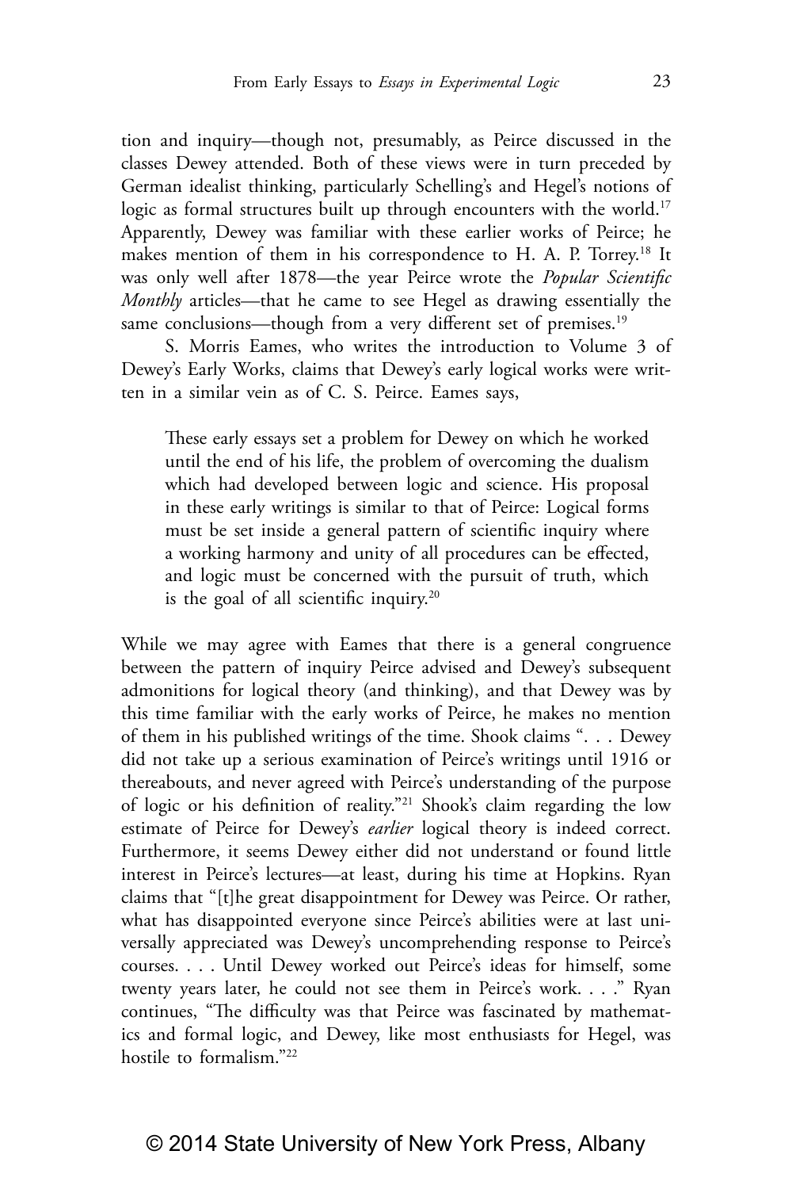tion and inquiry—though not, presumably, as Peirce discussed in the classes Dewey attended. Both of these views were in turn preceded by German idealist thinking, particularly Schelling's and Hegel's notions of logic as formal structures built up through encounters with the world.[17] Apparently, Dewey was familiar with these earlier works of Peirce; he makes mention of them in his correspondence to H. A. P. Torrey.[18] It was only well after 1878—the year Peirce wrote the *Popular Scientific Monthly* articles—that he came to see Hegel as drawing essentially the same conclusions—though from a very different set of premises.[19]

S. Morris Eames, who writes the introduction to Volume 3 of Dewey's Early Works, claims that Dewey's early logical works were written in a similar vein as of C. S. Peirce. Eames says,

> These early essays set a problem for Dewey on which he worked until the end of his life, the problem of overcoming the dualism which had developed between logic and science. His proposal in these early writings is similar to that of Peirce: Logical forms must be set inside a general pattern of scientific inquiry where a working harmony and unity of all procedures can be effected, and logic must be concerned with the pursuit of truth, which is the goal of all scientific inquiry.[20]

While we may agree with Eames that there is a general congruence between the pattern of inquiry Peirce advised and Dewey's subsequent admonitions for logical theory (and thinking), and that Dewey was by this time familiar with the early works of Peirce, he makes no mention of them in his published writings of the time. Shook claims ". . . Dewey did not take up a serious examination of Peirce's writings until 1916 or thereabouts, and never agreed with Peirce's understanding of the purpose of logic or his definition of reality."[21] Shook's claim regarding the low estimate of Peirce for Dewey's *earlier* logical theory is indeed correct. Furthermore, it seems Dewey either did not understand or found little interest in Peirce's lectures—at least, during his time at Hopkins. Ryan claims that "[t]he great disappointment for Dewey was Peirce. Or rather, what has disappointed everyone since Peirce's abilities were at last universally appreciated was Dewey's uncomprehending response to Peirce's courses. . . . Until Dewey worked out Peirce's ideas for himself, some twenty years later, he could not see them in Peirce's work. . . ." Ryan continues, "The difficulty was that Peirce was fascinated by mathematics and formal logic, and Dewey, like most enthusiasts for Hegel, was hostile to formalism."[22]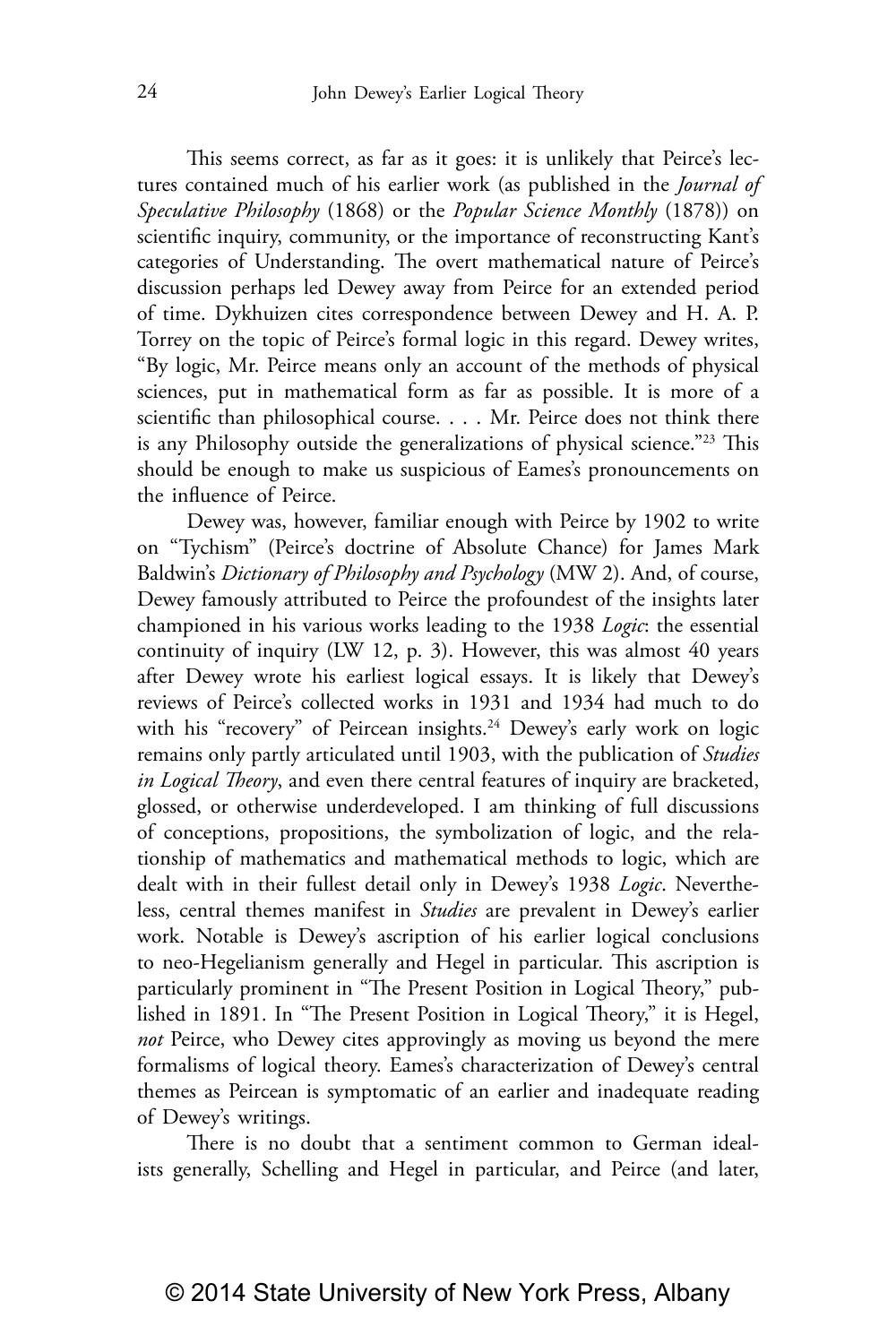This seems correct, as far as it goes: it is unlikely that Peirce's lectures contained much of his earlier work (as published in the *Journal of Speculative Philosophy* (1868) or the *Popular Science Monthly* (1878)) on scientific inquiry, community, or the importance of reconstructing Kant's categories of Understanding. The overt mathematical nature of Peirce's discussion perhaps led Dewey away from Peirce for an extended period of time. Dykhuizen cites correspondence between Dewey and H. A. P. Torrey on the topic of Peirce's formal logic in this regard. Dewey writes, "By logic, Mr. Peirce means only an account of the methods of physical sciences, put in mathematical form as far as possible. It is more of a scientific than philosophical course. . . . Mr. Peirce does not think there is any Philosophy outside the generalizations of physical science."[23] This should be enough to make us suspicious of Eames's pronouncements on the influence of Peirce.

Dewey was, however, familiar enough with Peirce by 1902 to write on "Tychism" (Peirce's doctrine of Absolute Chance) for James Mark Baldwin's *Dictionary of Philosophy and Psychology* (MW 2). And, of course, Dewey famously attributed to Peirce the profoundest of the insights later championed in his various works leading to the 1938 *Logic*: the essential continuity of inquiry (LW 12, p. 3). However, this was almost 40 years after Dewey wrote his earliest logical essays. It is likely that Dewey's reviews of Peirce's collected works in 1931 and 1934 had much to do with his "recovery" of Peircean insights.[24] Dewey's early work on logic remains only partly articulated until 1903, with the publication of *Studies in Logical Theory*, and even there central features of inquiry are bracketed, glossed, or otherwise underdeveloped. I am thinking of full discussions of conceptions, propositions, the symbolization of logic, and the relationship of mathematics and mathematical methods to logic, which are dealt with in their fullest detail only in Dewey's 1938 *Logic*. Nevertheless, central themes manifest in *Studies* are prevalent in Dewey's earlier work. Notable is Dewey's ascription of his earlier logical conclusions to neo-Hegelianism generally and Hegel in particular. This ascription is particularly prominent in "The Present Position in Logical Theory," published in 1891. In "The Present Position in Logical Theory," it is Hegel, *not* Peirce, who Dewey cites approvingly as moving us beyond the mere formalisms of logical theory. Eames's characterization of Dewey's central themes as Peircean is symptomatic of an earlier and inadequate reading of Dewey's writings.

There is no doubt that a sentiment common to German idealists generally, Schelling and Hegel in particular, and Peirce (and later,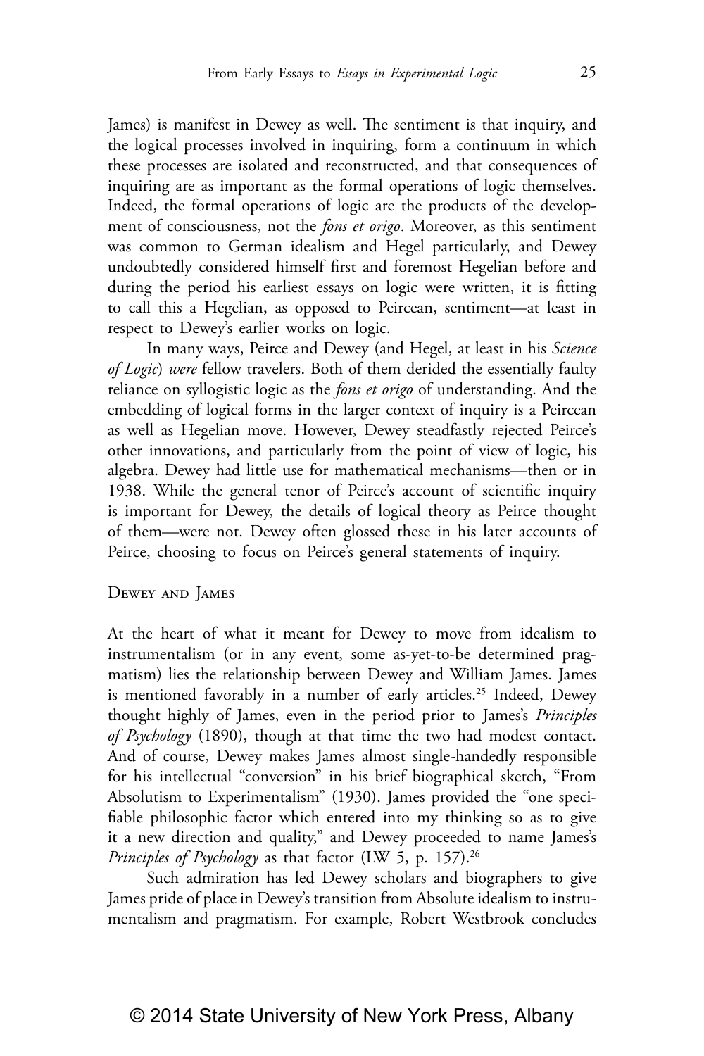James) is manifest in Dewey as well. The sentiment is that inquiry, and the logical processes involved in inquiring, form a continuum in which these processes are isolated and reconstructed, and that consequences of inquiring are as important as the formal operations of logic themselves. Indeed, the formal operations of logic are the products of the development of consciousness, not the *fons et origo*. Moreover, as this sentiment was common to German idealism and Hegel particularly, and Dewey undoubtedly considered himself first and foremost Hegelian before and during the period his earliest essays on logic were written, it is fitting to call this a Hegelian, as opposed to Peircean, sentiment—at least in respect to Dewey's earlier works on logic.

In many ways, Peirce and Dewey (and Hegel, at least in his *Science of Logic*) *were* fellow travelers. Both of them derided the essentially faulty reliance on syllogistic logic as the *fons et origo* of understanding. And the embedding of logical forms in the larger context of inquiry is a Peircean as well as Hegelian move. However, Dewey steadfastly rejected Peirce's other innovations, and particularly from the point of view of logic, his algebra. Dewey had little use for mathematical mechanisms—then or in 1938. While the general tenor of Peirce's account of scientific inquiry is important for Dewey, the details of logical theory as Peirce thought of them—were not. Dewey often glossed these in his later accounts of Peirce, choosing to focus on Peirce's general statements of inquiry.

## Dewey and James

At the heart of what it meant for Dewey to move from idealism to instrumentalism (or in any event, some as-yet-to-be determined pragmatism) lies the relationship between Dewey and William James. James is mentioned favorably in a number of early articles.[25] Indeed, Dewey thought highly of James, even in the period prior to James's *Principles of Psychology* (1890), though at that time the two had modest contact. And of course, Dewey makes James almost single-handedly responsible for his intellectual "conversion" in his brief biographical sketch, "From Absolutism to Experimentalism" (1930). James provided the "one specifiable philosophic factor which entered into my thinking so as to give it a new direction and quality," and Dewey proceeded to name James's *Principles of Psychology* as that factor (LW 5, p. 157).[26]

Such admiration has led Dewey scholars and biographers to give James pride of place in Dewey's transition from Absolute idealism to instrumentalism and pragmatism. For example, Robert Westbrook concludes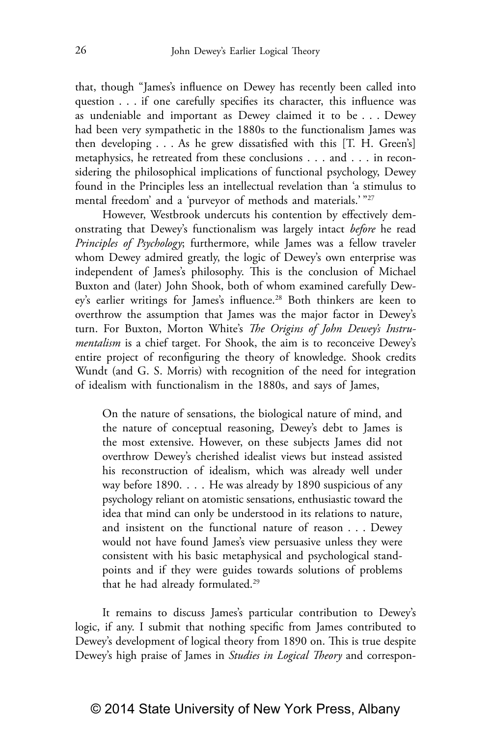that, though "James's influence on Dewey has recently been called into question . . . if one carefully specifies its character, this influence was as undeniable and important as Dewey claimed it to be . . . Dewey had been very sympathetic in the 1880s to the functionalism James was then developing . . . As he grew dissatisfied with this [T. H. Green's] metaphysics, he retreated from these conclusions . . . and . . . in reconsidering the philosophical implications of functional psychology, Dewey found in the Principles less an intellectual revelation than 'a stimulus to mental freedom' and a 'purveyor of methods and materials.' "[27]

However, Westbrook undercuts his contention by effectively demonstrating that Dewey's functionalism was largely intact *before* he read *Principles of Psychology*; furthermore, while James was a fellow traveler whom Dewey admired greatly, the logic of Dewey's own enterprise was independent of James's philosophy. This is the conclusion of Michael Buxton and (later) John Shook, both of whom examined carefully Dewey's earlier writings for James's influence.[28] Both thinkers are keen to overthrow the assumption that James was the major factor in Dewey's turn. For Buxton, Morton White's *The Origins of John Dewey's Instrumentalism* is a chief target. For Shook, the aim is to reconceive Dewey's entire project of reconfiguring the theory of knowledge. Shook credits Wundt (and G. S. Morris) with recognition of the need for integration of idealism with functionalism in the 1880s, and says of James,

> On the nature of sensations, the biological nature of mind, and the nature of conceptual reasoning, Dewey's debt to James is the most extensive. However, on these subjects James did not overthrow Dewey's cherished idealist views but instead assisted his reconstruction of idealism, which was already well under way before 1890. . . . He was already by 1890 suspicious of any psychology reliant on atomistic sensations, enthusiastic toward the idea that mind can only be understood in its relations to nature, and insistent on the functional nature of reason . . . Dewey would not have found James's view persuasive unless they were consistent with his basic metaphysical and psychological standpoints and if they were guides towards solutions of problems that he had already formulated.[29]

It remains to discuss James's particular contribution to Dewey's logic, if any. I submit that nothing specific from James contributed to Dewey's development of logical theory from 1890 on. This is true despite Dewey's high praise of James in *Studies in Logical Theory* and correspon-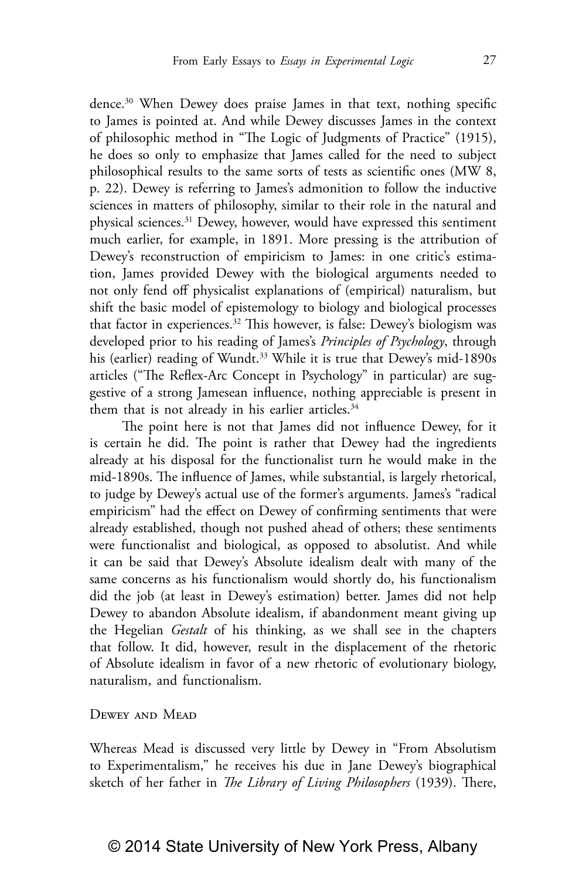dence.[30] When Dewey does praise James in that text, nothing specific to James is pointed at. And while Dewey discusses James in the context of philosophic method in "The Logic of Judgments of Practice" (1915), he does so only to emphasize that James called for the need to subject philosophical results to the same sorts of tests as scientific ones (MW 8, p. 22). Dewey is referring to James's admonition to follow the inductive sciences in matters of philosophy, similar to their role in the natural and physical sciences.[31] Dewey, however, would have expressed this sentiment much earlier, for example, in 1891. More pressing is the attribution of Dewey's reconstruction of empiricism to James: in one critic's estimation, James provided Dewey with the biological arguments needed to not only fend off physicalist explanations of (empirical) naturalism, but shift the basic model of epistemology to biology and biological processes that factor in experiences.[32] This however, is false: Dewey's biologism was developed prior to his reading of James's *Principles of Psychology*, through his (earlier) reading of Wundt.[33] While it is true that Dewey's mid-1890s articles ("The Reflex-Arc Concept in Psychology" in particular) are suggestive of a strong Jamesean influence, nothing appreciable is present in them that is not already in his earlier articles.[34]

The point here is not that James did not influence Dewey, for it is certain he did. The point is rather that Dewey had the ingredients already at his disposal for the functionalist turn he would make in the mid-1890s. The influence of James, while substantial, is largely rhetorical, to judge by Dewey's actual use of the former's arguments. James's "radical empiricism" had the effect on Dewey of confirming sentiments that were already established, though not pushed ahead of others; these sentiments were functionalist and biological, as opposed to absolutist. And while it can be said that Dewey's Absolute idealism dealt with many of the same concerns as his functionalism would shortly do, his functionalism did the job (at least in Dewey's estimation) better. James did not help Dewey to abandon Absolute idealism, if abandonment meant giving up the Hegelian *Gestalt* of his thinking, as we shall see in the chapters that follow. It did, however, result in the displacement of the rhetoric of Absolute idealism in favor of a new rhetoric of evolutionary biology, naturalism, and functionalism.

## Dewey and Mead

Whereas Mead is discussed very little by Dewey in "From Absolutism to Experimentalism," he receives his due in Jane Dewey's biographical sketch of her father in *The Library of Living Philosophers* (1939). There,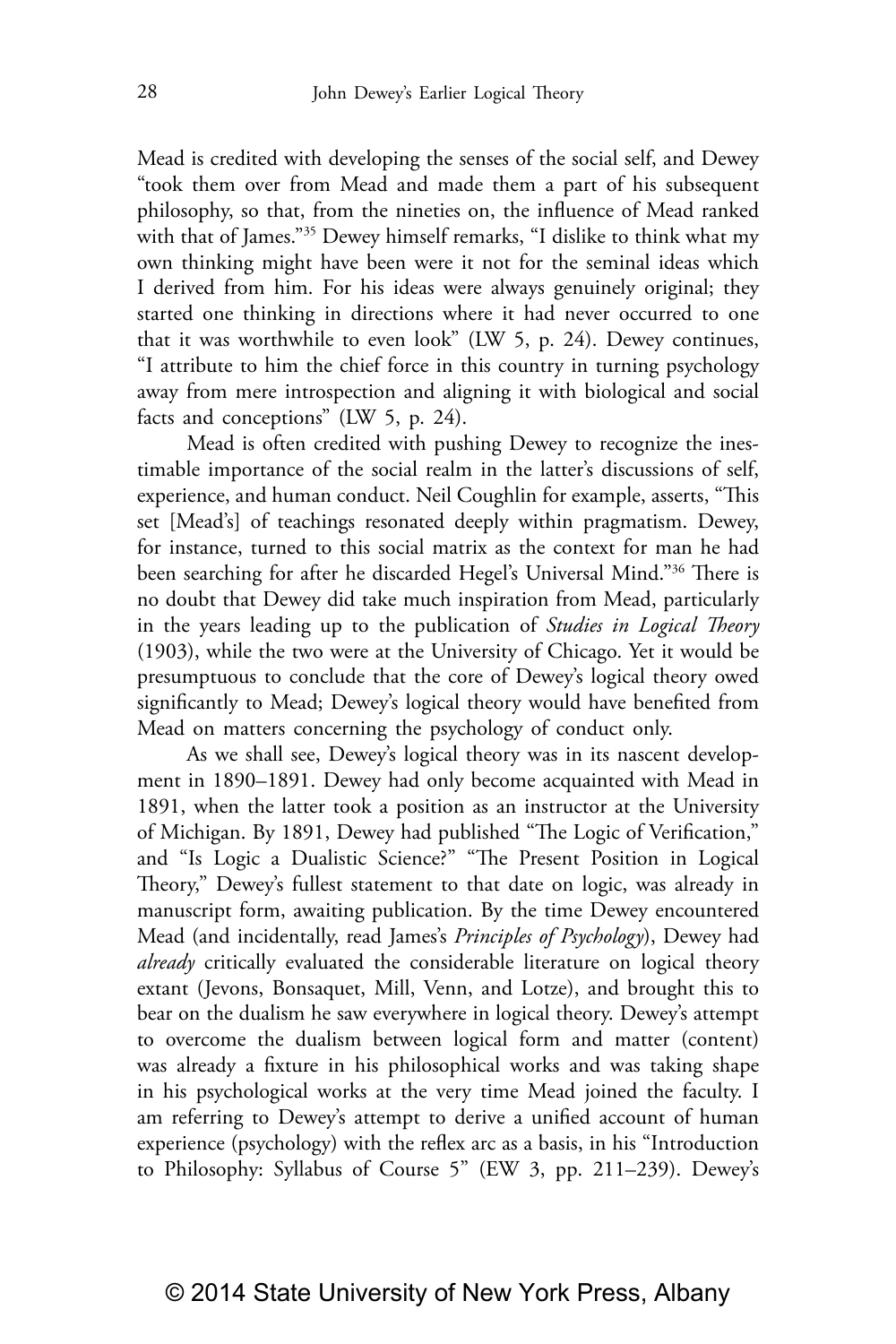Mead is credited with developing the senses of the social self, and Dewey "took them over from Mead and made them a part of his subsequent philosophy, so that, from the nineties on, the influence of Mead ranked with that of James."[35] Dewey himself remarks, "I dislike to think what my own thinking might have been were it not for the seminal ideas which I derived from him. For his ideas were always genuinely original; they started one thinking in directions where it had never occurred to one that it was worthwhile to even look" (LW 5, p. 24). Dewey continues, "I attribute to him the chief force in this country in turning psychology away from mere introspection and aligning it with biological and social facts and conceptions" (LW 5, p. 24).

Mead is often credited with pushing Dewey to recognize the inestimable importance of the social realm in the latter's discussions of self, experience, and human conduct. Neil Coughlin for example, asserts, "This set [Mead's] of teachings resonated deeply within pragmatism. Dewey, for instance, turned to this social matrix as the context for man he had been searching for after he discarded Hegel's Universal Mind."[36] There is no doubt that Dewey did take much inspiration from Mead, particularly in the years leading up to the publication of *Studies in Logical Theory* (1903), while the two were at the University of Chicago. Yet it would be presumptuous to conclude that the core of Dewey's logical theory owed significantly to Mead; Dewey's logical theory would have benefited from Mead on matters concerning the psychology of conduct only.

As we shall see, Dewey's logical theory was in its nascent development in 1890–1891. Dewey had only become acquainted with Mead in 1891, when the latter took a position as an instructor at the University of Michigan. By 1891, Dewey had published "The Logic of Verification," and "Is Logic a Dualistic Science?" "The Present Position in Logical Theory," Dewey's fullest statement to that date on logic, was already in manuscript form, awaiting publication. By the time Dewey encountered Mead (and incidentally, read James's *Principles of Psychology*), Dewey had *already* critically evaluated the considerable literature on logical theory extant (Jevons, Bonsaquet, Mill, Venn, and Lotze), and brought this to bear on the dualism he saw everywhere in logical theory. Dewey's attempt to overcome the dualism between logical form and matter (content) was already a fixture in his philosophical works and was taking shape in his psychological works at the very time Mead joined the faculty. I am referring to Dewey's attempt to derive a unified account of human experience (psychology) with the reflex arc as a basis, in his "Introduction to Philosophy: Syllabus of Course 5" (EW 3, pp. 211–239). Dewey's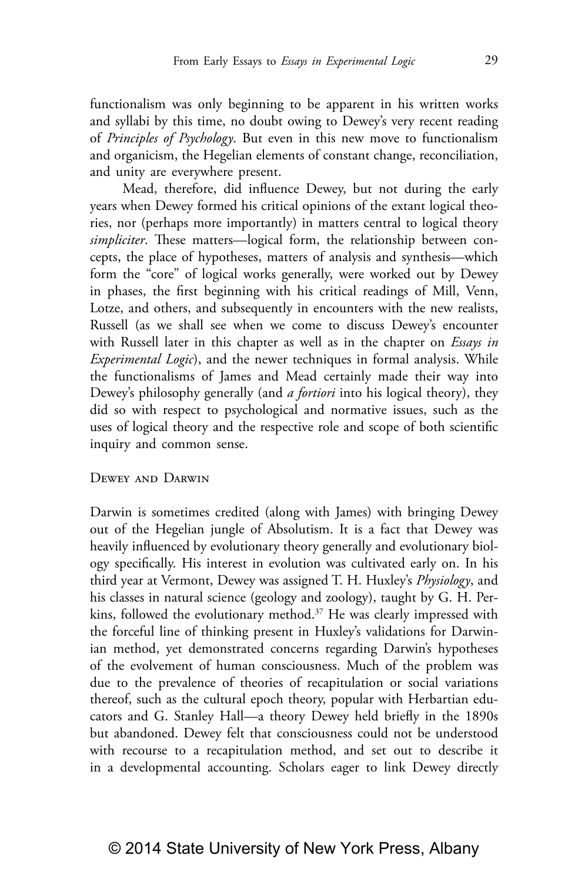functionalism was only beginning to be apparent in his written works and syllabi by this time, no doubt owing to Dewey's very recent reading of *Principles of Psychology*. But even in this new move to functionalism and organicism, the Hegelian elements of constant change, reconciliation, and unity are everywhere present.

Mead, therefore, did influence Dewey, but not during the early years when Dewey formed his critical opinions of the extant logical theories, nor (perhaps more importantly) in matters central to logical theory *simpliciter*. These matters—logical form, the relationship between concepts, the place of hypotheses, matters of analysis and synthesis—which form the "core" of logical works generally, were worked out by Dewey in phases, the first beginning with his critical readings of Mill, Venn, Lotze, and others, and subsequently in encounters with the new realists, Russell (as we shall see when we come to discuss Dewey's encounter with Russell later in this chapter as well as in the chapter on *Essays in Experimental Logic*), and the newer techniques in formal analysis. While the functionalisms of James and Mead certainly made their way into Dewey's philosophy generally (and *a fortiori* into his logical theory), they did so with respect to psychological and normative issues, such as the uses of logical theory and the respective role and scope of both scientific inquiry and common sense.

## Dewey and Darwin

Darwin is sometimes credited (along with James) with bringing Dewey out of the Hegelian jungle of Absolutism. It is a fact that Dewey was heavily influenced by evolutionary theory generally and evolutionary biology specifically. His interest in evolution was cultivated early on. In his third year at Vermont, Dewey was assigned T. H. Huxley's *Physiology*, and his classes in natural science (geology and zoology), taught by G. H. Perkins, followed the evolutionary method.[37] He was clearly impressed with the forceful line of thinking present in Huxley's validations for Darwinian method, yet demonstrated concerns regarding Darwin's hypotheses of the evolvement of human consciousness. Much of the problem was due to the prevalence of theories of recapitulation or social variations thereof, such as the cultural epoch theory, popular with Herbartian educators and G. Stanley Hall—a theory Dewey held briefly in the 1890s but abandoned. Dewey felt that consciousness could not be understood with recourse to a recapitulation method, and set out to describe it in a developmental accounting. Scholars eager to link Dewey directly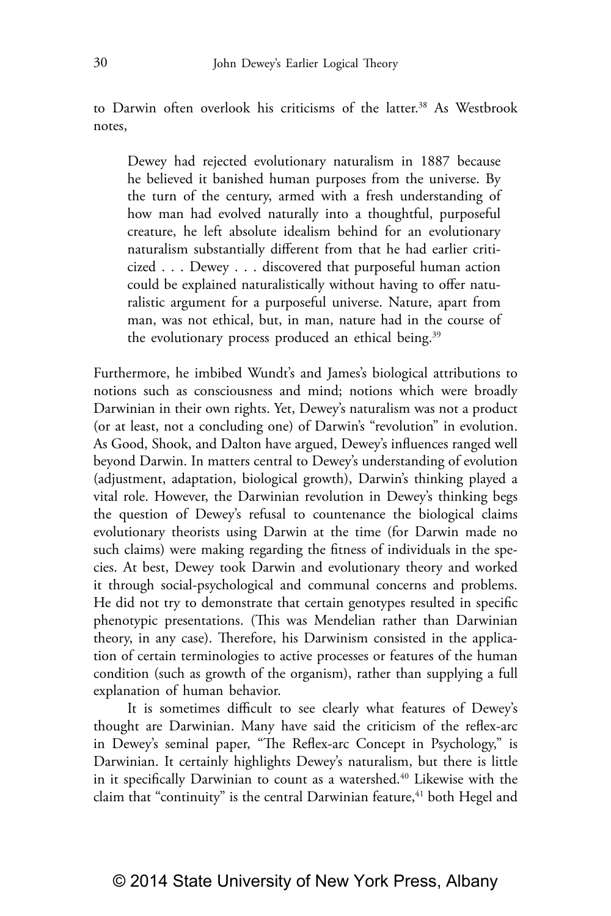to Darwin often overlook his criticisms of the latter.[38] As Westbrook notes,

> Dewey had rejected evolutionary naturalism in 1887 because he believed it banished human purposes from the universe. By the turn of the century, armed with a fresh understanding of how man had evolved naturally into a thoughtful, purposeful creature, he left absolute idealism behind for an evolutionary naturalism substantially different from that he had earlier criticized . . . Dewey . . . discovered that purposeful human action could be explained naturalistically without having to offer naturalistic argument for a purposeful universe. Nature, apart from man, was not ethical, but, in man, nature had in the course of the evolutionary process produced an ethical being.[39]

Furthermore, he imbibed Wundt's and James's biological attributions to notions such as consciousness and mind; notions which were broadly Darwinian in their own rights. Yet, Dewey's naturalism was not a product (or at least, not a concluding one) of Darwin's "revolution" in evolution. As Good, Shook, and Dalton have argued, Dewey's influences ranged well beyond Darwin. In matters central to Dewey's understanding of evolution (adjustment, adaptation, biological growth), Darwin's thinking played a vital role. However, the Darwinian revolution in Dewey's thinking begs the question of Dewey's refusal to countenance the biological claims evolutionary theorists using Darwin at the time (for Darwin made no such claims) were making regarding the fitness of individuals in the species. At best, Dewey took Darwin and evolutionary theory and worked it through social-psychological and communal concerns and problems. He did not try to demonstrate that certain genotypes resulted in specific phenotypic presentations. (This was Mendelian rather than Darwinian theory, in any case). Therefore, his Darwinism consisted in the application of certain terminologies to active processes or features of the human condition (such as growth of the organism), rather than supplying a full explanation of human behavior.

It is sometimes difficult to see clearly what features of Dewey's thought are Darwinian. Many have said the criticism of the reflex-arc in Dewey's seminal paper, "The Reflex-arc Concept in Psychology," is Darwinian. It certainly highlights Dewey's naturalism, but there is little in it specifically Darwinian to count as a watershed.[40] Likewise with the claim that "continuity" is the central Darwinian feature,[41] both Hegel and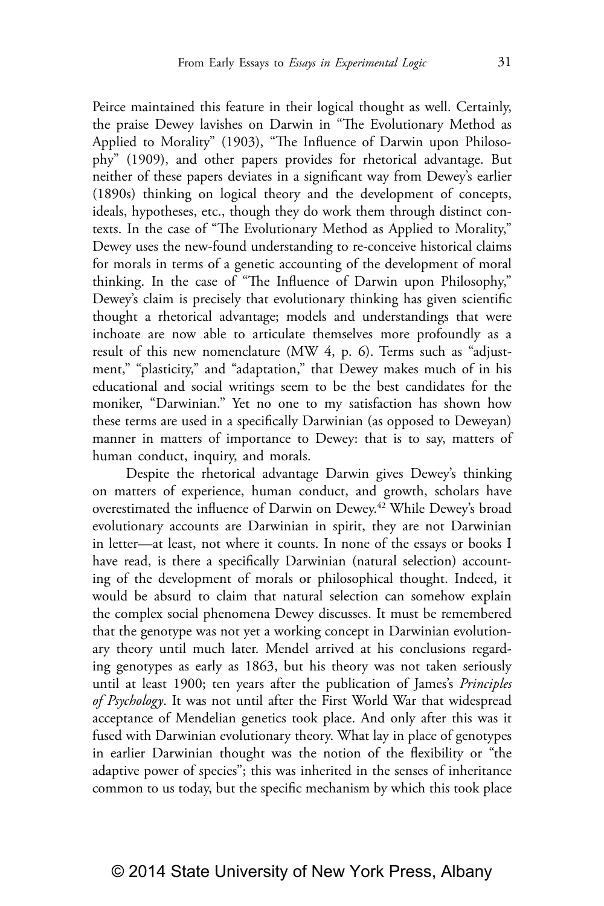Peirce maintained this feature in their logical thought as well. Certainly, the praise Dewey lavishes on Darwin in "The Evolutionary Method as Applied to Morality" (1903), "The Influence of Darwin upon Philosophy" (1909), and other papers provides for rhetorical advantage. But neither of these papers deviates in a significant way from Dewey's earlier (1890s) thinking on logical theory and the development of concepts, ideals, hypotheses, etc., though they do work them through distinct contexts. In the case of "The Evolutionary Method as Applied to Morality," Dewey uses the new-found understanding to re-conceive historical claims for morals in terms of a genetic accounting of the development of moral thinking. In the case of "The Influence of Darwin upon Philosophy," Dewey's claim is precisely that evolutionary thinking has given scientific thought a rhetorical advantage; models and understandings that were inchoate are now able to articulate themselves more profoundly as a result of this new nomenclature (MW 4, p. 6). Terms such as "adjustment," "plasticity," and "adaptation," that Dewey makes much of in his educational and social writings seem to be the best candidates for the moniker, "Darwinian." Yet no one to my satisfaction has shown how these terms are used in a specifically Darwinian (as opposed to Deweyan) manner in matters of importance to Dewey: that is to say, matters of human conduct, inquiry, and morals.

Despite the rhetorical advantage Darwin gives Dewey's thinking on matters of experience, human conduct, and growth, scholars have overestimated the influence of Darwin on Dewey.[42] While Dewey's broad evolutionary accounts are Darwinian in spirit, they are not Darwinian in letter—at least, not where it counts. In none of the essays or books I have read, is there a specifically Darwinian (natural selection) accounting of the development of morals or philosophical thought. Indeed, it would be absurd to claim that natural selection can somehow explain the complex social phenomena Dewey discusses. It must be remembered that the genotype was not yet a working concept in Darwinian evolutionary theory until much later. Mendel arrived at his conclusions regarding genotypes as early as 1863, but his theory was not taken seriously until at least 1900; ten years after the publication of James's *Principles of Psychology*. It was not until after the First World War that widespread acceptance of Mendelian genetics took place. And only after this was it fused with Darwinian evolutionary theory. What lay in place of genotypes in earlier Darwinian thought was the notion of the flexibility or "the adaptive power of species"; this was inherited in the senses of inheritance common to us today, but the specific mechanism by which this took place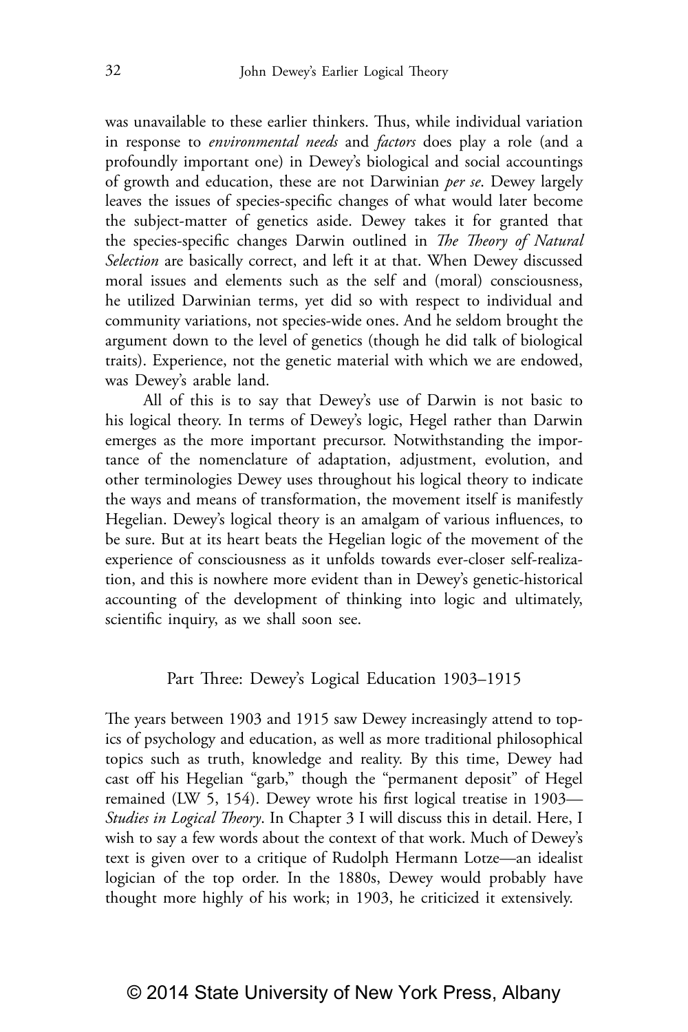was unavailable to these earlier thinkers. Thus, while individual variation in response to *environmental needs* and *factors* does play a role (and a profoundly important one) in Dewey's biological and social accountings of growth and education, these are not Darwinian *per se*. Dewey largely leaves the issues of species-specific changes of what would later become the subject-matter of genetics aside. Dewey takes it for granted that the species-specific changes Darwin outlined in *The Theory of Natural Selection* are basically correct, and left it at that. When Dewey discussed moral issues and elements such as the self and (moral) consciousness, he utilized Darwinian terms, yet did so with respect to individual and community variations, not species-wide ones. And he seldom brought the argument down to the level of genetics (though he did talk of biological traits). Experience, not the genetic material with which we are endowed, was Dewey's arable land.

All of this is to say that Dewey's use of Darwin is not basic to his logical theory. In terms of Dewey's logic, Hegel rather than Darwin emerges as the more important precursor. Notwithstanding the importance of the nomenclature of adaptation, adjustment, evolution, and other terminologies Dewey uses throughout his logical theory to indicate the ways and means of transformation, the movement itself is manifestly Hegelian. Dewey's logical theory is an amalgam of various influences, to be sure. But at its heart beats the Hegelian logic of the movement of the experience of consciousness as it unfolds towards ever-closer self-realization, and this is nowhere more evident than in Dewey's genetic-historical accounting of the development of thinking into logic and ultimately, scientific inquiry, as we shall soon see.

## Part Three: Dewey's Logical Education 1903–1915

The years between 1903 and 1915 saw Dewey increasingly attend to topics of psychology and education, as well as more traditional philosophical topics such as truth, knowledge and reality. By this time, Dewey had cast off his Hegelian "garb," though the "permanent deposit" of Hegel remained (LW 5, 154). Dewey wrote his first logical treatise in 1903—*Studies in Logical Theory*. In Chapter 3 I will discuss this in detail. Here, I wish to say a few words about the context of that work. Much of Dewey's text is given over to a critique of Rudolph Hermann Lotze—an idealist logician of the top order. In the 1880s, Dewey would probably have thought more highly of his work; in 1903, he criticized it extensively.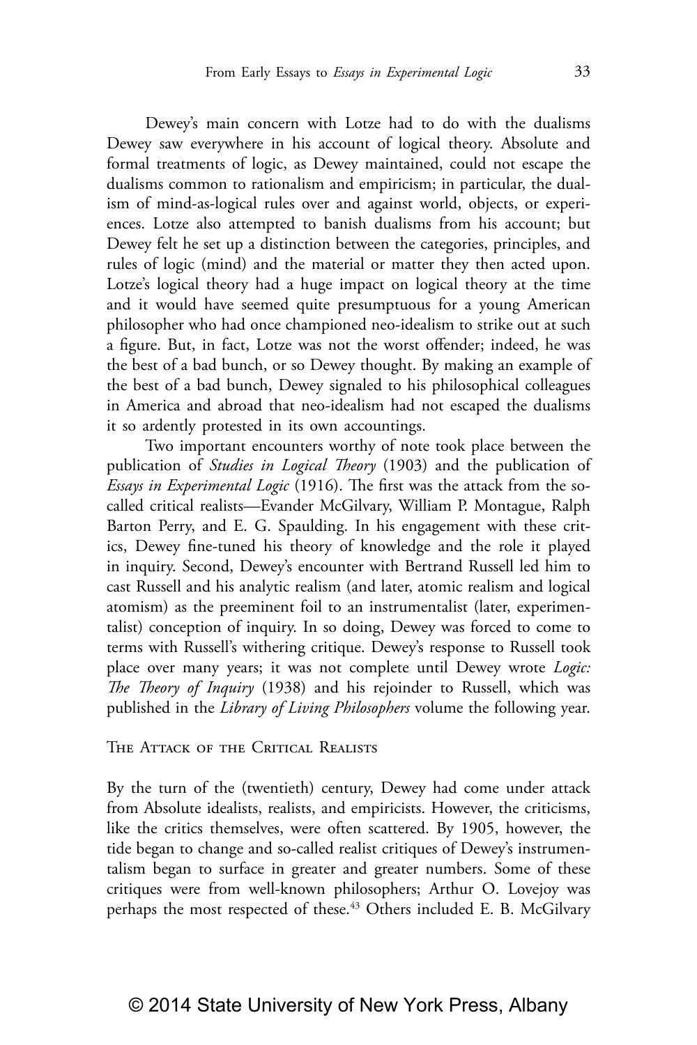Dewey's main concern with Lotze had to do with the dualisms Dewey saw everywhere in his account of logical theory. Absolute and formal treatments of logic, as Dewey maintained, could not escape the dualisms common to rationalism and empiricism; in particular, the dualism of mind-as-logical rules over and against world, objects, or experiences. Lotze also attempted to banish dualisms from his account; but Dewey felt he set up a distinction between the categories, principles, and rules of logic (mind) and the material or matter they then acted upon. Lotze's logical theory had a huge impact on logical theory at the time and it would have seemed quite presumptuous for a young American philosopher who had once championed neo-idealism to strike out at such a figure. But, in fact, Lotze was not the worst offender; indeed, he was the best of a bad bunch, or so Dewey thought. By making an example of the best of a bad bunch, Dewey signaled to his philosophical colleagues in America and abroad that neo-idealism had not escaped the dualisms it so ardently protested in its own accountings.

Two important encounters worthy of note took place between the publication of *Studies in Logical Theory* (1903) and the publication of *Essays in Experimental Logic* (1916). The first was the attack from the so-called critical realists—Evander McGilvary, William P. Montague, Ralph Barton Perry, and E. G. Spaulding. In his engagement with these critics, Dewey fine-tuned his theory of knowledge and the role it played in inquiry. Second, Dewey's encounter with Bertrand Russell led him to cast Russell and his analytic realism (and later, atomic realism and logical atomism) as the preeminent foil to an instrumentalist (later, experimentalist) conception of inquiry. In so doing, Dewey was forced to come to terms with Russell's withering critique. Dewey's response to Russell took place over many years; it was not complete until Dewey wrote *Logic: The Theory of Inquiry* (1938) and his rejoinder to Russell, which was published in the *Library of Living Philosophers* volume the following year.

## The Attack of the Critical Realists

By the turn of the (twentieth) century, Dewey had come under attack from Absolute idealists, realists, and empiricists. However, the criticisms, like the critics themselves, were often scattered. By 1905, however, the tide began to change and so-called realist critiques of Dewey's instrumentalism began to surface in greater and greater numbers. Some of these critiques were from well-known philosophers; Arthur O. Lovejoy was perhaps the most respected of these.[43] Others included E. B. McGilvary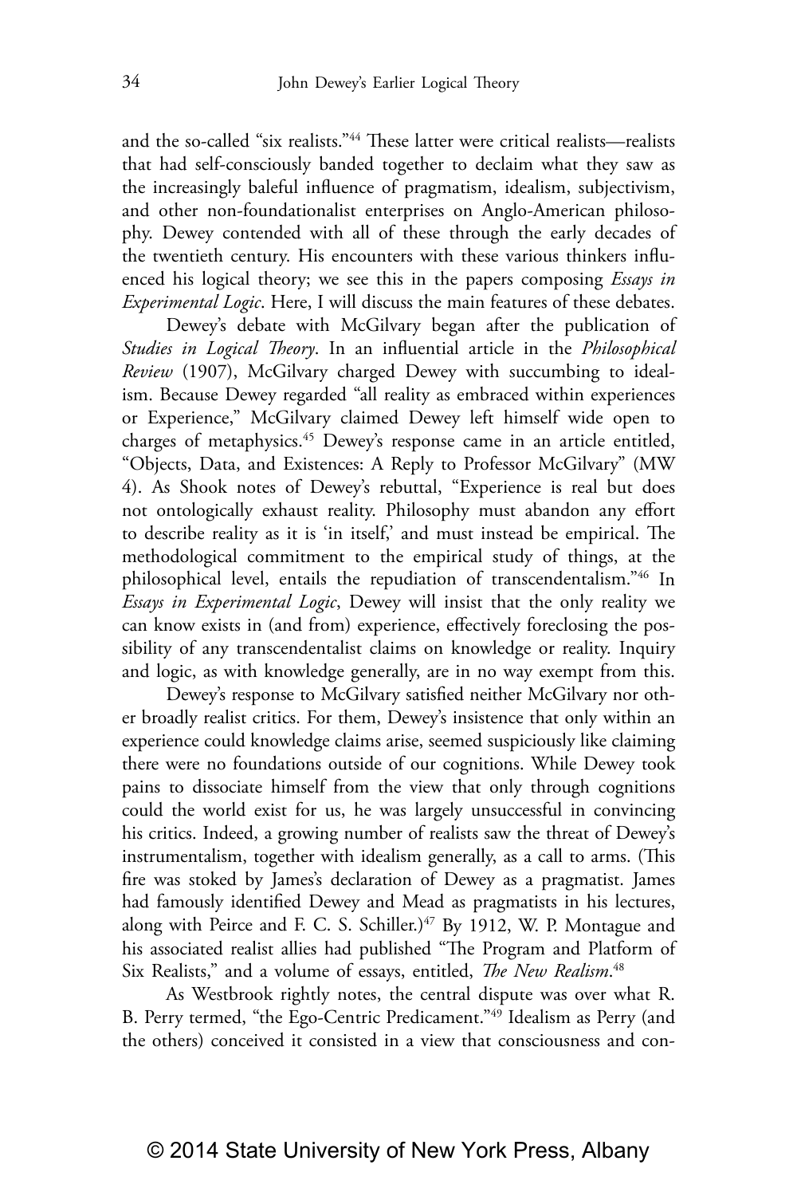and the so-called "six realists."[44] These latter were critical realists—realists that had self-consciously banded together to declaim what they saw as the increasingly baleful influence of pragmatism, idealism, subjectivism, and other non-foundationalist enterprises on Anglo-American philosophy. Dewey contended with all of these through the early decades of the twentieth century. His encounters with these various thinkers influenced his logical theory; we see this in the papers composing *Essays in Experimental Logic*. Here, I will discuss the main features of these debates.

Dewey's debate with McGilvary began after the publication of *Studies in Logical Theory*. In an influential article in the *Philosophical Review* (1907), McGilvary charged Dewey with succumbing to idealism. Because Dewey regarded "all reality as embraced within experiences or Experience," McGilvary claimed Dewey left himself wide open to charges of metaphysics.[45] Dewey's response came in an article entitled, "Objects, Data, and Existences: A Reply to Professor McGilvary" (MW 4). As Shook notes of Dewey's rebuttal, "Experience is real but does not ontologically exhaust reality. Philosophy must abandon any effort to describe reality as it is 'in itself,' and must instead be empirical. The methodological commitment to the empirical study of things, at the philosophical level, entails the repudiation of transcendentalism."[46] In *Essays in Experimental Logic*, Dewey will insist that the only reality we can know exists in (and from) experience, effectively foreclosing the possibility of any transcendentalist claims on knowledge or reality. Inquiry and logic, as with knowledge generally, are in no way exempt from this.

Dewey's response to McGilvary satisfied neither McGilvary nor other broadly realist critics. For them, Dewey's insistence that only within an experience could knowledge claims arise, seemed suspiciously like claiming there were no foundations outside of our cognitions. While Dewey took pains to dissociate himself from the view that only through cognitions could the world exist for us, he was largely unsuccessful in convincing his critics. Indeed, a growing number of realists saw the threat of Dewey's instrumentalism, together with idealism generally, as a call to arms. (This fire was stoked by James's declaration of Dewey as a pragmatist. James had famously identified Dewey and Mead as pragmatists in his lectures, along with Peirce and F. C. S. Schiller.)[47] By 1912, W. P. Montague and his associated realist allies had published "The Program and Platform of Six Realists," and a volume of essays, entitled, *The New Realism*.[48]

As Westbrook rightly notes, the central dispute was over what R. B. Perry termed, "the Ego-Centric Predicament."[49] Idealism as Perry (and the others) conceived it consisted in a view that consciousness and con-